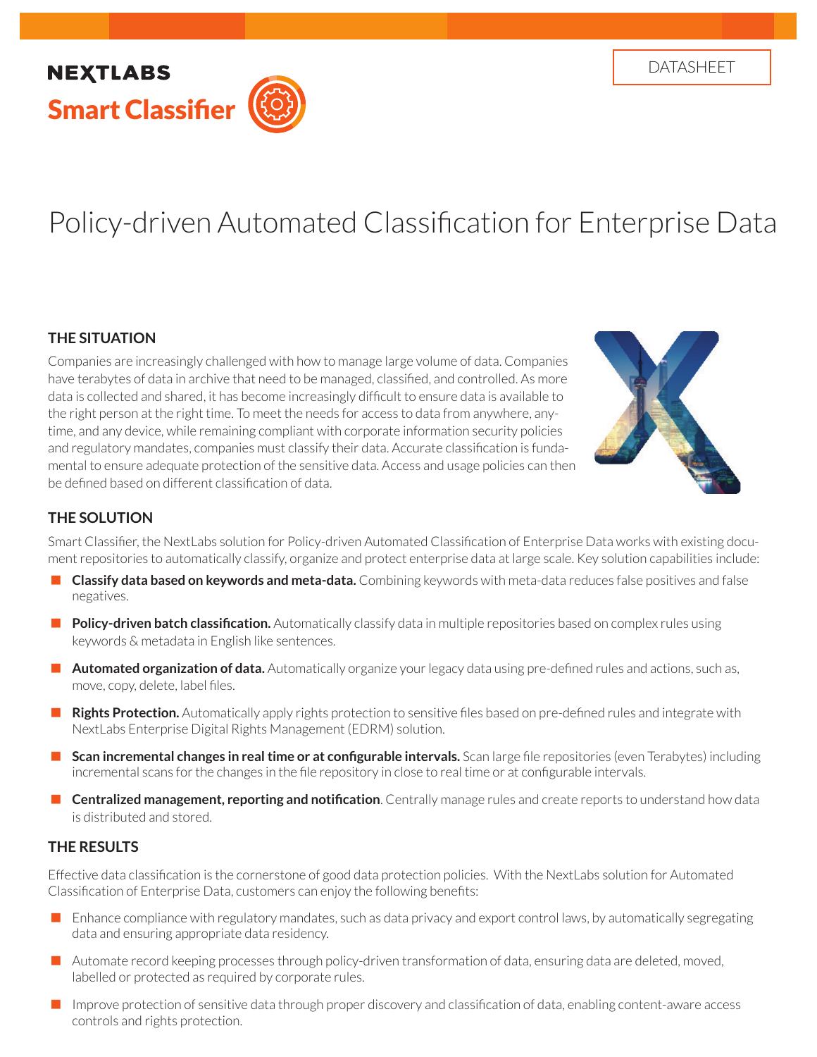NEXTLABS

**Smart Classifier**

DATASHEET

# Policy-driven Automated Classification for Enterprise Data

## THE SITUATION

Companies are increasingly challenged with how to manage large volume of data. Companies have terabytes of data in archive that need to be managed, classified, and controlled. As more data is collected and shared, it has become increasingly difficult to ensure data is available to the right person at the right time. To meet the needs for access to data from anywhere, anytime, and any device, while remaining compliant with corporate information security policies and regulatory mandates, companies must classify their data. Accurate classification is fundamental to ensure adequate protection of the sensitive data. Access and usage policies can then be defined based on different classification of data.

## THE SOLUTION

Smart Classifier, the NextLabs solution for Policy-driven Automated Classification of Enterprise Data works with existing document repositories to automatically classify, organize and protect enterprise data at large scale. Key solution capabilities include:

- **Classify data based on keywords and meta-data.** Combining keywords with meta-data reduces false positives and false negatives.
- **Policy-driven batch classification.** Automatically classify data in multiple repositories based on complex rules using keywords & metadata in English like sentences.
- **Automated organization of data.** Automatically organize your legacy data using pre-defined rules and actions, such as, move, copy, delete, label files.
- **Rights Protection.** Automatically apply rights protection to sensitive files based on pre-defined rules and integrate with NextLabs Enterprise Digital Rights Management (EDRM) solution.
- **Scan incremental changes in real time or at configurable intervals.** Scan large file repositories (even Terabytes) including incremental scans for the changes in the file repository in close to real time or at configurable intervals.
- **Centralized management, reporting and notification**. Centrally manage rules and create reports to understand how data is distributed and stored.

## THE RESULTS

Effective data classification is the cornerstone of good data protection policies. With the NextLabs solution for Automated Classification of Enterprise Data, customers can enjoy the following benefits:

- Enhance compliance with regulatory mandates, such as data privacy and export control laws, by automatically segregating data and ensuring appropriate data residency.
- Automate record keeping processes through policy-driven transformation of data, ensuring data are deleted, moved, labelled or protected as required by corporate rules.
- Improve protection of sensitive data through proper discovery and classification of data, enabling content-aware access controls and rights protection.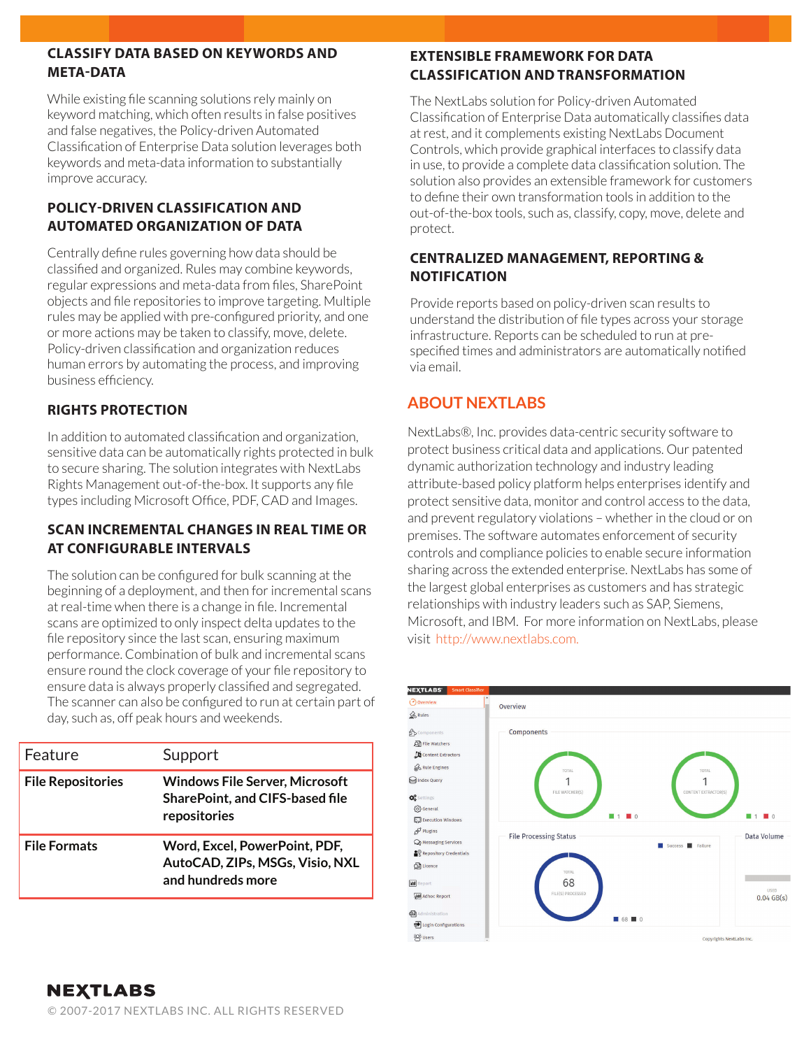## CLASSIFY DATA BASED ON KEYWORDS AND META-DATA

While existing file scanning solutions rely mainly on keyword matching, which often results in false positives and false negatives, the Policy-driven Automated Classification of Enterprise Data solution leverages both keywords and meta-data information to substantially improve accuracy.

## POLICY-DRIVEN CLASSIFICATION AND AUTOMATED ORGANIZATION OF DATA

Centrally define rules governing how data should be classified and organized. Rules may combine keywords, regular expressions and meta-data from files, SharePoint objects and file repositories to improve targeting. Multiple rules may be applied with pre-configured priority, and one or more actions may be taken to classify, move, delete. Policy-driven classification and organization reduces human errors by automating the process, and improving business efficiency.

## RIGHTS PROTECTION

In addition to automated classification and organization, sensitive data can be automatically rights protected in bulk to secure sharing. The solution integrates with NextLabs Rights Management out-of-the-box. It supports any file types including Microsoft Office, PDF, CAD and Images.

## SCAN INCREMENTAL CHANGES IN REAL TIME OR AT CONFIGURABLE INTERVALS

The solution can be configured for bulk scanning at the beginning of a deployment, and then for incremental scans at real-time when there is a change in file. Incremental scans are optimized to only inspect delta updates to the file repository since the last scan, ensuring maximum performance. Combination of bulk and incremental scans ensure round the clock coverage of your file repository to ensure data is always properly classified and segregated. The scanner can also be configured to run at certain part of day, such as, off peak hours and weekends.

| Feature | Support |
|---|---|
| **File Repositories** | **Windows File Server, Microsoft SharePoint, and CIFS-based file repositories** |
| **File Formats** | **Word, Excel, PowerPoint, PDF, AutoCAD, ZIPs, MSGs, Visio, NXL and hundreds more** |

## EXTENSIBLE FRAMEWORK FOR DATA CLASSIFICATION AND TRANSFORMATION

The NextLabs solution for Policy-driven Automated Classification of Enterprise Data automatically classifies data at rest, and it complements existing NextLabs Document Controls, which provide graphical interfaces to classify data in use, to provide a complete data classification solution. The solution also provides an extensible framework for customers to define their own transformation tools in addition to the out-of-the-box tools, such as, classify, copy, move, delete and protect.

## CENTRALIZED MANAGEMENT, REPORTING & NOTIFICATION

Provide reports based on policy-driven scan results to understand the distribution of file types across your storage infrastructure. Reports can be scheduled to run at pre-specified times and administrators are automatically notified via email.

## ABOUT NEXTLABS

NextLabs®, Inc. provides data-centric security software to protect business critical data and applications. Our patented dynamic authorization technology and industry leading attribute-based policy platform helps enterprises identify and protect sensitive data, monitor and control access to the data, and prevent regulatory violations – whether in the cloud or on premises. The software automates enforcement of security controls and compliance policies to enable secure information sharing across the extended enterprise. NextLabs has some of the largest global enterprises as customers and has strategic relationships with industry leaders such as SAP, Siemens, Microsoft, and IBM. For more information on NextLabs, please visit http://www.nextlabs.com.

NEXTLABS

© 2007-2017 NEXTLABS INC. ALL RIGHTS RESERVED